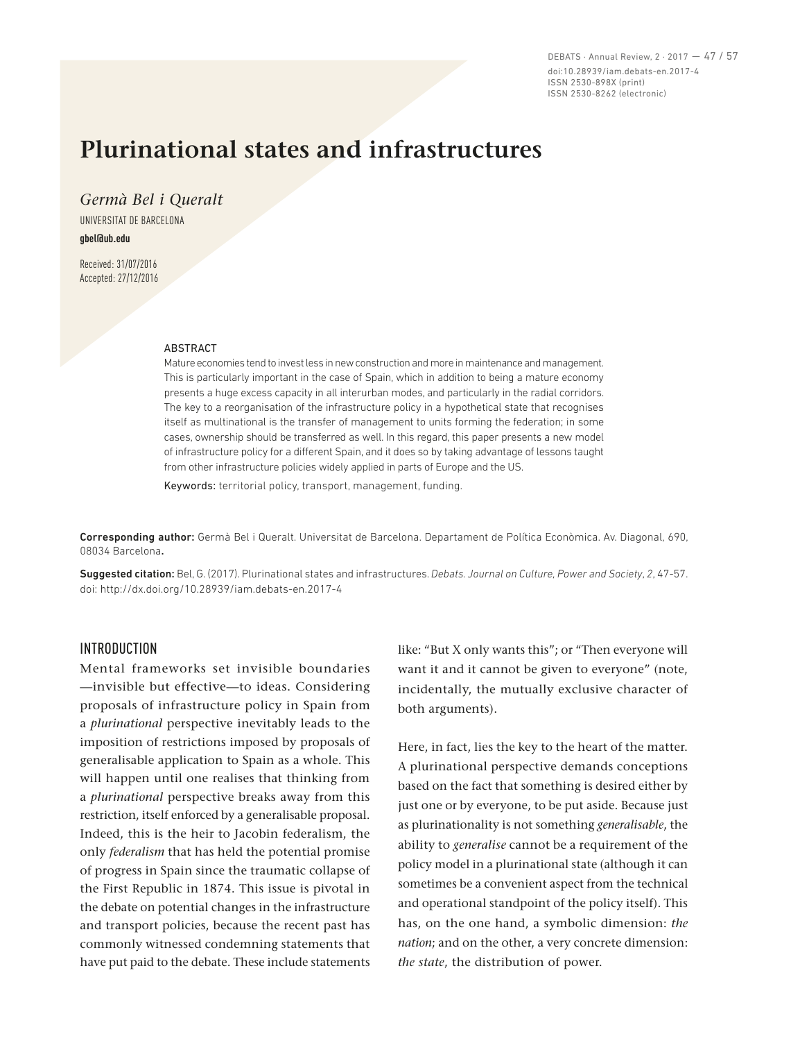# Plurinational states and infrastructures

*Germà Bel i Queralt*

UNIVERSITAT DE BARCELONA

**gbel@ub.edu**

Received: 31/07/2016
Accepted: 27/12/2016

ABSTRACT

Mature economies tend to invest less in new construction and more in maintenance and management. This is particularly important in the case of Spain, which in addition to being a mature economy presents a huge excess capacity in all interurban modes, and particularly in the radial corridors. The key to a reorganisation of the infrastructure policy in a hypothetical state that recognises itself as multinational is the transfer of management to units forming the federation; in some cases, ownership should be transferred as well. In this regard, this paper presents a new model of infrastructure policy for a different Spain, and it does so by taking advantage of lessons taught from other infrastructure policies widely applied in parts of Europe and the US.

Keywords: territorial policy, transport, management, funding.

**Corresponding author:** Germà Bel i Queralt. Universitat de Barcelona. Departament de Política Econòmica. Av. Diagonal, 690, 08034 Barcelona.

**Suggested citation:** Bel, G. (2017). Plurinational states and infrastructures. *Debats. Journal on Culture, Power and Society*, *2*, 47-57. doi: http://dx.doi.org/10.28939/iam.debats-en.2017-4

## INTRODUCTION

Mental frameworks set invisible boundaries —invisible but effective—to ideas. Considering proposals of infrastructure policy in Spain from a *plurinational* perspective inevitably leads to the imposition of restrictions imposed by proposals of generalisable application to Spain as a whole. This will happen until one realises that thinking from a *plurinational* perspective breaks away from this restriction, itself enforced by a generalisable proposal. Indeed, this is the heir to Jacobin federalism, the only *federalism* that has held the potential promise of progress in Spain since the traumatic collapse of the First Republic in 1874. This issue is pivotal in the debate on potential changes in the infrastructure and transport policies, because the recent past has commonly witnessed condemning statements that have put paid to the debate. These include statements like: "But X only wants this"; or "Then everyone will want it and it cannot be given to everyone" (note, incidentally, the mutually exclusive character of both arguments).

Here, in fact, lies the key to the heart of the matter. A plurinational perspective demands conceptions based on the fact that something is desired either by just one or by everyone, to be put aside. Because just as plurinationality is not something *generalisable*, the ability to *generalise* cannot be a requirement of the policy model in a plurinational state (although it can sometimes be a convenient aspect from the technical and operational standpoint of the policy itself). This has, on the one hand, a symbolic dimension: *the nation*; and on the other, a very concrete dimension: *the state*, the distribution of power.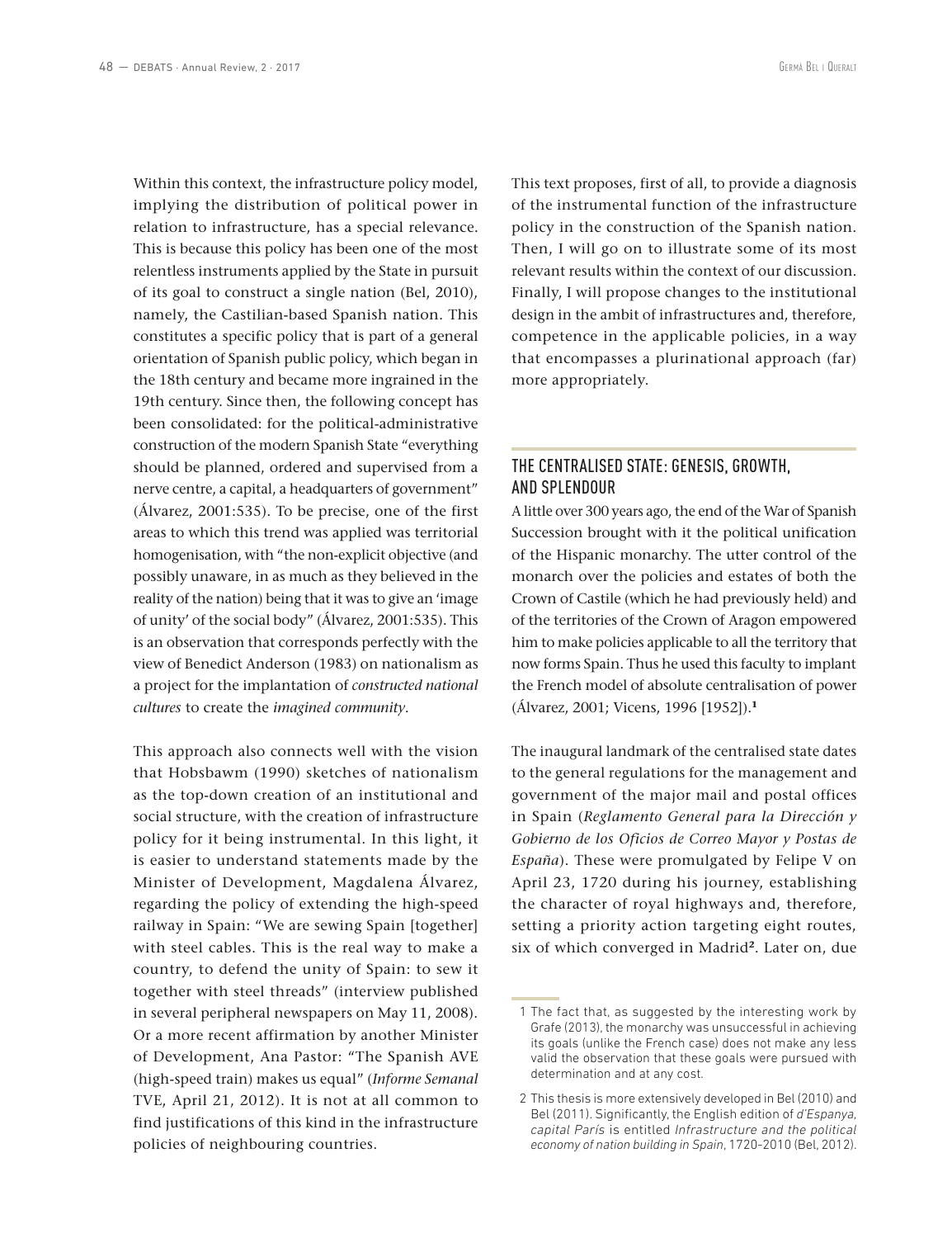Within this context, the infrastructure policy model, implying the distribution of political power in relation to infrastructure, has a special relevance. This is because this policy has been one of the most relentless instruments applied by the State in pursuit of its goal to construct a single nation (Bel, 2010), namely, the Castilian-based Spanish nation. This constitutes a specific policy that is part of a general orientation of Spanish public policy, which began in the 18th century and became more ingrained in the 19th century. Since then, the following concept has been consolidated: for the political-administrative construction of the modern Spanish State "everything should be planned, ordered and supervised from a nerve centre, a capital, a headquarters of government" (Álvarez, 2001:535). To be precise, one of the first areas to which this trend was applied was territorial homogenisation, with "the non-explicit objective (and possibly unaware, in as much as they believed in the reality of the nation) being that it was to give an 'image of unity' of the social body" (Álvarez, 2001:535). This is an observation that corresponds perfectly with the view of Benedict Anderson (1983) on nationalism as a project for the implantation of *constructed national cultures* to create the *imagined community*.

This approach also connects well with the vision that Hobsbawm (1990) sketches of nationalism as the top-down creation of an institutional and social structure, with the creation of infrastructure policy for it being instrumental. In this light, it is easier to understand statements made by the Minister of Development, Magdalena Álvarez, regarding the policy of extending the high-speed railway in Spain: "We are sewing Spain [together] with steel cables. This is the real way to make a country, to defend the unity of Spain: to sew it together with steel threads" (interview published in several peripheral newspapers on May 11, 2008). Or a more recent affirmation by another Minister of Development, Ana Pastor: "The Spanish AVE (high-speed train) makes us equal" (*Informe Semanal* TVE, April 21, 2012). It is not at all common to find justifications of this kind in the infrastructure policies of neighbouring countries.

This text proposes, first of all, to provide a diagnosis of the instrumental function of the infrastructure policy in the construction of the Spanish nation. Then, I will go on to illustrate some of its most relevant results within the context of our discussion. Finally, I will propose changes to the institutional design in the ambit of infrastructures and, therefore, competence in the applicable policies, in a way that encompasses a plurinational approach (far) more appropriately.

## THE CENTRALISED STATE: GENESIS, GROWTH, AND SPLENDOUR

A little over 300 years ago, the end of the War of Spanish Succession brought with it the political unification of the Hispanic monarchy. The utter control of the monarch over the policies and estates of both the Crown of Castile (which he had previously held) and of the territories of the Crown of Aragon empowered him to make policies applicable to all the territory that now forms Spain. Thus he used this faculty to implant the French model of absolute centralisation of power (Álvarez, 2001; Vicens, 1996 [1952]).[1]

The inaugural landmark of the centralised state dates to the general regulations for the management and government of the major mail and postal offices in Spain (*Reglamento General para la Dirección y Gobierno de los Oficios de Correo Mayor y Postas de España*). These were promulgated by Felipe V on April 23, 1720 during his journey, establishing the character of royal highways and, therefore, setting a priority action targeting eight routes, six of which converged in Madrid[2]. Later on, due

1 The fact that, as suggested by the interesting work by Grafe (2013), the monarchy was unsuccessful in achieving its goals (unlike the French case) does not make any less valid the observation that these goals were pursued with determination and at any cost.

2 This thesis is more extensively developed in Bel (2010) and Bel (2011). Significantly, the English edition of *d'Espanya, capital París* is entitled *Infrastructure and the political economy of nation building in Spain*, 1720-2010 (Bel, 2012).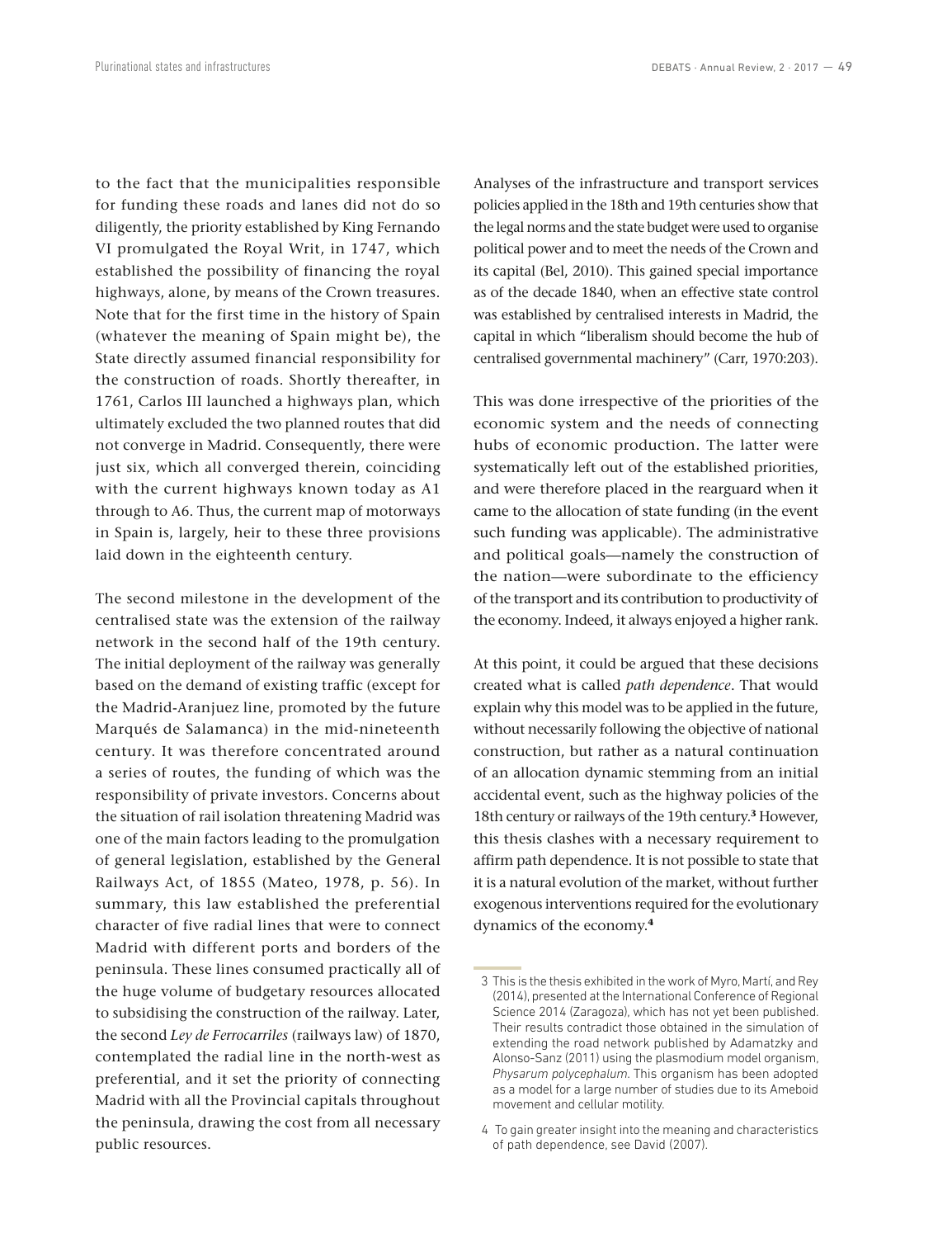to the fact that the municipalities responsible for funding these roads and lanes did not do so diligently, the priority established by King Fernando VI promulgated the Royal Writ, in 1747, which established the possibility of financing the royal highways, alone, by means of the Crown treasures. Note that for the first time in the history of Spain (whatever the meaning of Spain might be), the State directly assumed financial responsibility for the construction of roads. Shortly thereafter, in 1761, Carlos III launched a highways plan, which ultimately excluded the two planned routes that did not converge in Madrid. Consequently, there were just six, which all converged therein, coinciding with the current highways known today as A1 through to A6. Thus, the current map of motorways in Spain is, largely, heir to these three provisions laid down in the eighteenth century.

The second milestone in the development of the centralised state was the extension of the railway network in the second half of the 19th century. The initial deployment of the railway was generally based on the demand of existing traffic (except for the Madrid-Aranjuez line, promoted by the future Marqués de Salamanca) in the mid-nineteenth century. It was therefore concentrated around a series of routes, the funding of which was the responsibility of private investors. Concerns about the situation of rail isolation threatening Madrid was one of the main factors leading to the promulgation of general legislation, established by the General Railways Act, of 1855 (Mateo, 1978, p. 56). In summary, this law established the preferential character of five radial lines that were to connect Madrid with different ports and borders of the peninsula. These lines consumed practically all of the huge volume of budgetary resources allocated to subsidising the construction of the railway. Later, the second *Ley de Ferrocarriles* (railways law) of 1870, contemplated the radial line in the north-west as preferential, and it set the priority of connecting Madrid with all the Provincial capitals throughout the peninsula, drawing the cost from all necessary public resources.

Analyses of the infrastructure and transport services policies applied in the 18th and 19th centuries show that the legal norms and the state budget were used to organise political power and to meet the needs of the Crown and its capital (Bel, 2010). This gained special importance as of the decade 1840, when an effective state control was established by centralised interests in Madrid, the capital in which "liberalism should become the hub of centralised governmental machinery" (Carr, 1970:203).

This was done irrespective of the priorities of the economic system and the needs of connecting hubs of economic production. The latter were systematically left out of the established priorities, and were therefore placed in the rearguard when it came to the allocation of state funding (in the event such funding was applicable). The administrative and political goals—namely the construction of the nation—were subordinate to the efficiency of the transport and its contribution to productivity of the economy. Indeed, it always enjoyed a higher rank.

At this point, it could be argued that these decisions created what is called *path dependence*. That would explain why this model was to be applied in the future, without necessarily following the objective of national construction, but rather as a natural continuation of an allocation dynamic stemming from an initial accidental event, such as the highway policies of the 18th century or railways of the 19th century.[3] However, this thesis clashes with a necessary requirement to affirm path dependence. It is not possible to state that it is a natural evolution of the market, without further exogenous interventions required for the evolutionary dynamics of the economy.[4]

3 This is the thesis exhibited in the work of Myro, Martí, and Rey (2014), presented at the International Conference of Regional Science 2014 (Zaragoza), which has not yet been published. Their results contradict those obtained in the simulation of extending the road network published by Adamatzky and Alonso-Sanz (2011) using the plasmodium model organism, *Physarum polycephalum*. This organism has been adopted as a model for a large number of studies due to its Ameboid movement and cellular motility.

4 To gain greater insight into the meaning and characteristics of path dependence, see David (2007).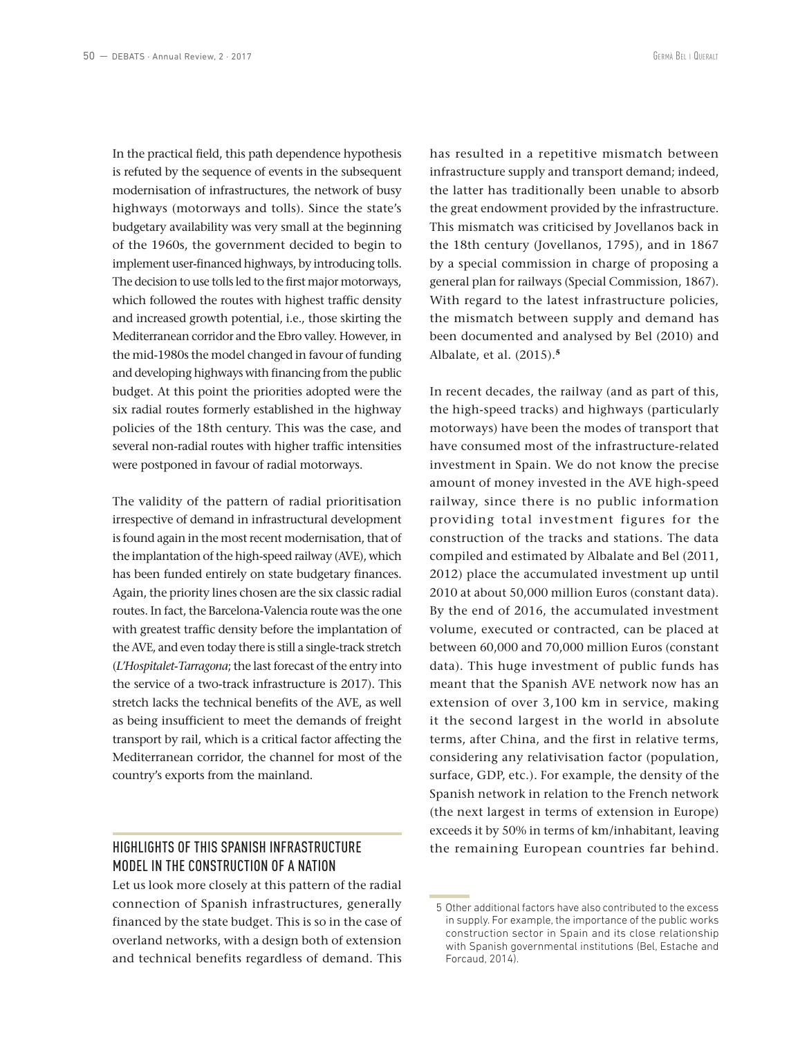In the practical field, this path dependence hypothesis is refuted by the sequence of events in the subsequent modernisation of infrastructures, the network of busy highways (motorways and tolls). Since the state's budgetary availability was very small at the beginning of the 1960s, the government decided to begin to implement user-financed highways, by introducing tolls. The decision to use tolls led to the first major motorways, which followed the routes with highest traffic density and increased growth potential, i.e., those skirting the Mediterranean corridor and the Ebro valley. However, in the mid-1980s the model changed in favour of funding and developing highways with financing from the public budget. At this point the priorities adopted were the six radial routes formerly established in the highway policies of the 18th century. This was the case, and several non-radial routes with higher traffic intensities were postponed in favour of radial motorways.

The validity of the pattern of radial prioritisation irrespective of demand in infrastructural development is found again in the most recent modernisation, that of the implantation of the high-speed railway (AVE), which has been funded entirely on state budgetary finances. Again, the priority lines chosen are the six classic radial routes. In fact, the Barcelona-Valencia route was the one with greatest traffic density before the implantation of the AVE, and even today there is still a single-track stretch (*L'Hospitalet-Tarragona*; the last forecast of the entry into the service of a two-track infrastructure is 2017). This stretch lacks the technical benefits of the AVE, as well as being insufficient to meet the demands of freight transport by rail, which is a critical factor affecting the Mediterranean corridor, the channel for most of the country's exports from the mainland.

## HIGHLIGHTS OF THIS SPANISH INFRASTRUCTURE MODEL IN THE CONSTRUCTION OF A NATION

Let us look more closely at this pattern of the radial connection of Spanish infrastructures, generally financed by the state budget. This is so in the case of overland networks, with a design both of extension and technical benefits regardless of demand. This has resulted in a repetitive mismatch between infrastructure supply and transport demand; indeed, the latter has traditionally been unable to absorb the great endowment provided by the infrastructure. This mismatch was criticised by Jovellanos back in the 18th century (Jovellanos, 1795), and in 1867 by a special commission in charge of proposing a general plan for railways (Special Commission, 1867). With regard to the latest infrastructure policies, the mismatch between supply and demand has been documented and analysed by Bel (2010) and Albalate, et al. (2015).[5]

In recent decades, the railway (and as part of this, the high-speed tracks) and highways (particularly motorways) have been the modes of transport that have consumed most of the infrastructure-related investment in Spain. We do not know the precise amount of money invested in the AVE high-speed railway, since there is no public information providing total investment figures for the construction of the tracks and stations. The data compiled and estimated by Albalate and Bel (2011, 2012) place the accumulated investment up until 2010 at about 50,000 million Euros (constant data). By the end of 2016, the accumulated investment volume, executed or contracted, can be placed at between 60,000 and 70,000 million Euros (constant data). This huge investment of public funds has meant that the Spanish AVE network now has an extension of over 3,100 km in service, making it the second largest in the world in absolute terms, after China, and the first in relative terms, considering any relativisation factor (population, surface, GDP, etc.). For example, the density of the Spanish network in relation to the French network (the next largest in terms of extension in Europe) exceeds it by 50% in terms of km/inhabitant, leaving the remaining European countries far behind.

5 Other additional factors have also contributed to the excess in supply. For example, the importance of the public works construction sector in Spain and its close relationship with Spanish governmental institutions (Bel, Estache and Forcaud, 2014).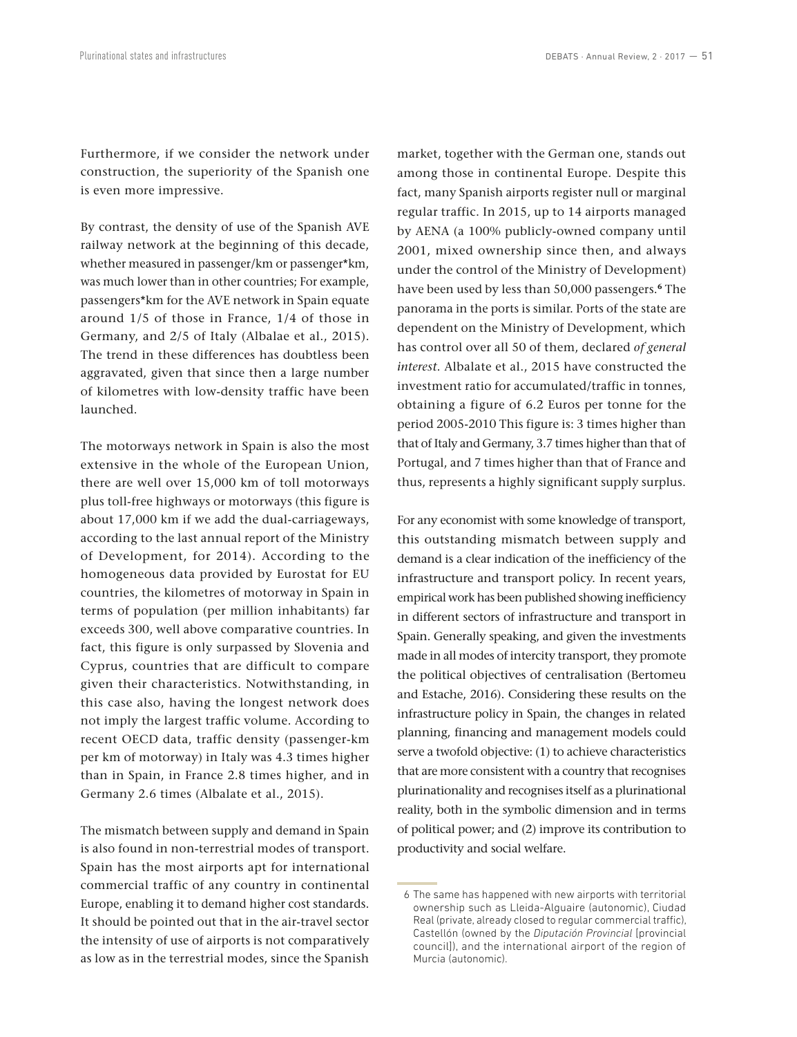Furthermore, if we consider the network under construction, the superiority of the Spanish one is even more impressive.

By contrast, the density of use of the Spanish AVE railway network at the beginning of this decade, whether measured in passenger/km or passenger*km, was much lower than in other countries; For example, passengers*km for the AVE network in Spain equate around 1/5 of those in France, 1/4 of those in Germany, and 2/5 of Italy (Albalae et al., 2015). The trend in these differences has doubtless been aggravated, given that since then a large number of kilometres with low-density traffic have been launched.

The motorways network in Spain is also the most extensive in the whole of the European Union, there are well over 15,000 km of toll motorways plus toll-free highways or motorways (this figure is about 17,000 km if we add the dual-carriageways, according to the last annual report of the Ministry of Development, for 2014). According to the homogeneous data provided by Eurostat for EU countries, the kilometres of motorway in Spain in terms of population (per million inhabitants) far exceeds 300, well above comparative countries. In fact, this figure is only surpassed by Slovenia and Cyprus, countries that are difficult to compare given their characteristics. Notwithstanding, in this case also, having the longest network does not imply the largest traffic volume. According to recent OECD data, traffic density (passenger-km per km of motorway) in Italy was 4.3 times higher than in Spain, in France 2.8 times higher, and in Germany 2.6 times (Albalate et al., 2015).

The mismatch between supply and demand in Spain is also found in non-terrestrial modes of transport. Spain has the most airports apt for international commercial traffic of any country in continental Europe, enabling it to demand higher cost standards. It should be pointed out that in the air-travel sector the intensity of use of airports is not comparatively as low as in the terrestrial modes, since the Spanish market, together with the German one, stands out among those in continental Europe. Despite this fact, many Spanish airports register null or marginal regular traffic. In 2015, up to 14 airports managed by AENA (a 100% publicly-owned company until 2001, mixed ownership since then, and always under the control of the Ministry of Development) have been used by less than 50,000 passengers.[6] The panorama in the ports is similar. Ports of the state are dependent on the Ministry of Development, which has control over all 50 of them, declared *of general interest*. Albalate et al., 2015 have constructed the investment ratio for accumulated/traffic in tonnes, obtaining a figure of 6.2 Euros per tonne for the period 2005-2010 This figure is: 3 times higher than that of Italy and Germany, 3.7 times higher than that of Portugal, and 7 times higher than that of France and thus, represents a highly significant supply surplus.

For any economist with some knowledge of transport, this outstanding mismatch between supply and demand is a clear indication of the inefficiency of the infrastructure and transport policy. In recent years, empirical work has been published showing inefficiency in different sectors of infrastructure and transport in Spain. Generally speaking, and given the investments made in all modes of intercity transport, they promote the political objectives of centralisation (Bertomeu and Estache, 2016). Considering these results on the infrastructure policy in Spain, the changes in related planning, financing and management models could serve a twofold objective: (1) to achieve characteristics that are more consistent with a country that recognises plurinationality and recognises itself as a plurinational reality, both in the symbolic dimension and in terms of political power; and (2) improve its contribution to productivity and social welfare.

---

6 The same has happened with new airports with territorial ownership such as Lleida-Alguaire (autonomic), Ciudad Real (private, already closed to regular commercial traffic), Castellón (owned by the *Diputación Provincial* [provincial council]), and the international airport of the region of Murcia (autonomic).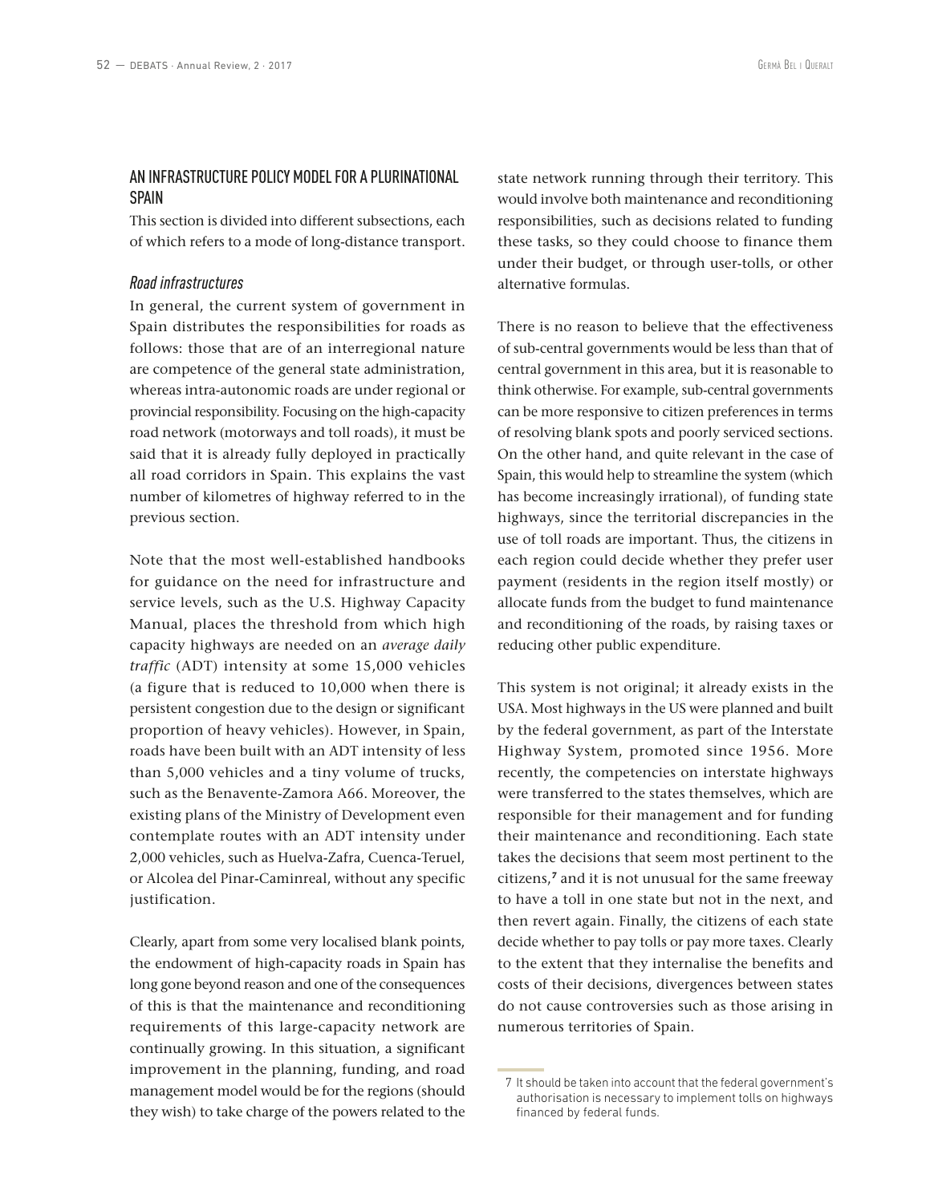## AN INFRASTRUCTURE POLICY MODEL FOR A PLURINATIONAL SPAIN

This section is divided into different subsections, each of which refers to a mode of long-distance transport.

### *Road infrastructures*

In general, the current system of government in Spain distributes the responsibilities for roads as follows: those that are of an interregional nature are competence of the general state administration, whereas intra-autonomic roads are under regional or provincial responsibility. Focusing on the high-capacity road network (motorways and toll roads), it must be said that it is already fully deployed in practically all road corridors in Spain. This explains the vast number of kilometres of highway referred to in the previous section.

Note that the most well-established handbooks for guidance on the need for infrastructure and service levels, such as the U.S. Highway Capacity Manual, places the threshold from which high capacity highways are needed on an *average daily traffic* (ADT) intensity at some 15,000 vehicles (a figure that is reduced to 10,000 when there is persistent congestion due to the design or significant proportion of heavy vehicles). However, in Spain, roads have been built with an ADT intensity of less than 5,000 vehicles and a tiny volume of trucks, such as the Benavente-Zamora A66. Moreover, the existing plans of the Ministry of Development even contemplate routes with an ADT intensity under 2,000 vehicles, such as Huelva-Zafra, Cuenca-Teruel, or Alcolea del Pinar-Caminreal, without any specific justification.

Clearly, apart from some very localised blank points, the endowment of high-capacity roads in Spain has long gone beyond reason and one of the consequences of this is that the maintenance and reconditioning requirements of this large-capacity network are continually growing. In this situation, a significant improvement in the planning, funding, and road management model would be for the regions (should they wish) to take charge of the powers related to the state network running through their territory. This would involve both maintenance and reconditioning responsibilities, such as decisions related to funding these tasks, so they could choose to finance them under their budget, or through user-tolls, or other alternative formulas.

There is no reason to believe that the effectiveness of sub-central governments would be less than that of central government in this area, but it is reasonable to think otherwise. For example, sub-central governments can be more responsive to citizen preferences in terms of resolving blank spots and poorly serviced sections. On the other hand, and quite relevant in the case of Spain, this would help to streamline the system (which has become increasingly irrational), of funding state highways, since the territorial discrepancies in the use of toll roads are important. Thus, the citizens in each region could decide whether they prefer user payment (residents in the region itself mostly) or allocate funds from the budget to fund maintenance and reconditioning of the roads, by raising taxes or reducing other public expenditure.

This system is not original; it already exists in the USA. Most highways in the US were planned and built by the federal government, as part of the Interstate Highway System, promoted since 1956. More recently, the competencies on interstate highways were transferred to the states themselves, which are responsible for their management and for funding their maintenance and reconditioning. Each state takes the decisions that seem most pertinent to the citizens,[7] and it is not unusual for the same freeway to have a toll in one state but not in the next, and then revert again. Finally, the citizens of each state decide whether to pay tolls or pay more taxes. Clearly to the extent that they internalise the benefits and costs of their decisions, divergences between states do not cause controversies such as those arising in numerous territories of Spain.

7 It should be taken into account that the federal government's authorisation is necessary to implement tolls on highways financed by federal funds.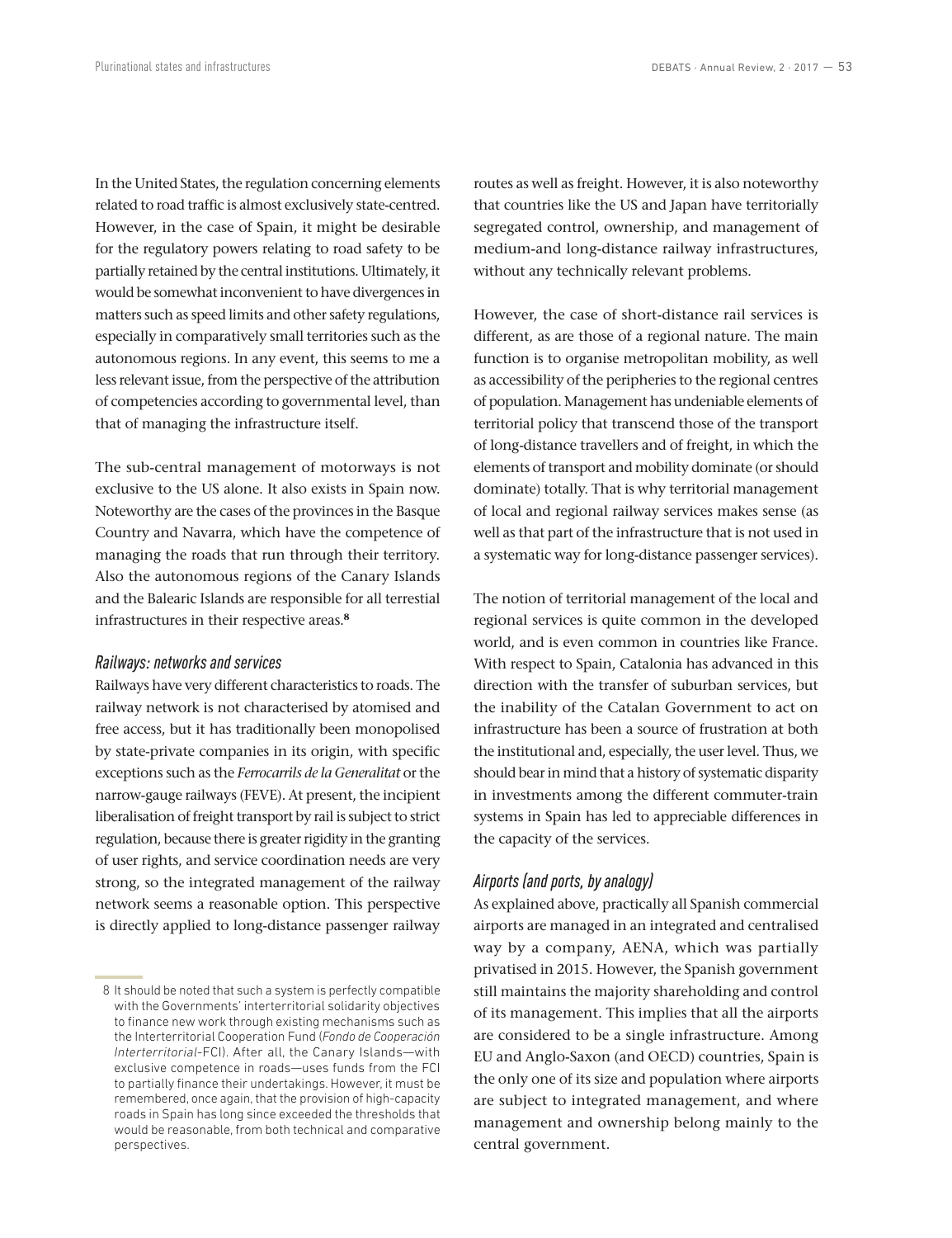In the United States, the regulation concerning elements related to road traffic is almost exclusively state-centred. However, in the case of Spain, it might be desirable for the regulatory powers relating to road safety to be partially retained by the central institutions. Ultimately, it would be somewhat inconvenient to have divergences in matters such as speed limits and other safety regulations, especially in comparatively small territories such as the autonomous regions. In any event, this seems to me a less relevant issue, from the perspective of the attribution of competencies according to governmental level, than that of managing the infrastructure itself.

The sub-central management of motorways is not exclusive to the US alone. It also exists in Spain now. Noteworthy are the cases of the provinces in the Basque Country and Navarra, which have the competence of managing the roads that run through their territory. Also the autonomous regions of the Canary Islands and the Balearic Islands are responsible for all terrestial infrastructures in their respective areas.[8]

### *Railways: networks and services*

Railways have very different characteristics to roads. The railway network is not characterised by atomised and free access, but it has traditionally been monopolised by state-private companies in its origin, with specific exceptions such as the *Ferrocarrils de la Generalitat* or the narrow-gauge railways (FEVE). At present, the incipient liberalisation of freight transport by rail is subject to strict regulation, because there is greater rigidity in the granting of user rights, and service coordination needs are very strong, so the integrated management of the railway network seems a reasonable option. This perspective is directly applied to long-distance passenger railway routes as well as freight. However, it is also noteworthy that countries like the US and Japan have territorially segregated control, ownership, and management of medium-and long-distance railway infrastructures, without any technically relevant problems.

However, the case of short-distance rail services is different, as are those of a regional nature. The main function is to organise metropolitan mobility, as well as accessibility of the peripheries to the regional centres of population. Management has undeniable elements of territorial policy that transcend those of the transport of long-distance travellers and of freight, in which the elements of transport and mobility dominate (or should dominate) totally. That is why territorial management of local and regional railway services makes sense (as well as that part of the infrastructure that is not used in a systematic way for long-distance passenger services).

The notion of territorial management of the local and regional services is quite common in the developed world, and is even common in countries like France. With respect to Spain, Catalonia has advanced in this direction with the transfer of suburban services, but the inability of the Catalan Government to act on infrastructure has been a source of frustration at both the institutional and, especially, the user level. Thus, we should bear in mind that a history of systematic disparity in investments among the different commuter-train systems in Spain has led to appreciable differences in the capacity of the services.

### *Airports (and ports, by analogy)*

As explained above, practically all Spanish commercial airports are managed in an integrated and centralised way by a company, AENA, which was partially privatised in 2015. However, the Spanish government still maintains the majority shareholding and control of its management. This implies that all the airports are considered to be a single infrastructure. Among EU and Anglo-Saxon (and OECD) countries, Spain is the only one of its size and population where airports are subject to integrated management, and where management and ownership belong mainly to the central government.

---

8 It should be noted that such a system is perfectly compatible with the Governments' interterritorial solidarity objectives to finance new work through existing mechanisms such as the Interterritorial Cooperation Fund (*Fondo de Cooperación Interterritorial*-FCI). After all, the Canary Islands—with exclusive competence in roads—uses funds from the FCI to partially finance their undertakings. However, it must be remembered, once again, that the provision of high-capacity roads in Spain has long since exceeded the thresholds that would be reasonable, from both technical and comparative perspectives.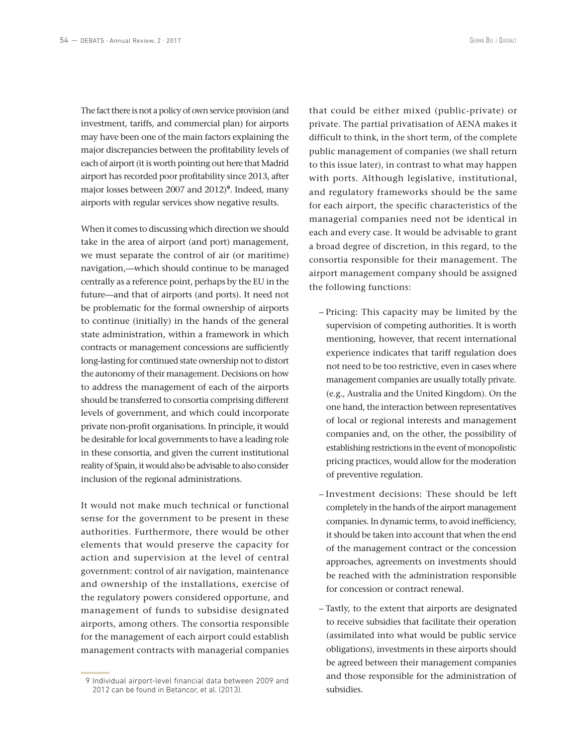The fact there is not a policy of own service provision (and investment, tariffs, and commercial plan) for airports may have been one of the main factors explaining the major discrepancies between the profitability levels of each of airport (it is worth pointing out here that Madrid airport has recorded poor profitability since 2013, after major losses between 2007 and 2012)[9]. Indeed, many airports with regular services show negative results.

When it comes to discussing which direction we should take in the area of airport (and port) management, we must separate the control of air (or maritime) navigation,—which should continue to be managed centrally as a reference point, perhaps by the EU in the future—and that of airports (and ports). It need not be problematic for the formal ownership of airports to continue (initially) in the hands of the general state administration, within a framework in which contracts or management concessions are sufficiently long-lasting for continued state ownership not to distort the autonomy of their management. Decisions on how to address the management of each of the airports should be transferred to consortia comprising different levels of government, and which could incorporate private non-profit organisations. In principle, it would be desirable for local governments to have a leading role in these consortia, and given the current institutional reality of Spain, it would also be advisable to also consider inclusion of the regional administrations.

It would not make much technical or functional sense for the government to be present in these authorities. Furthermore, there would be other elements that would preserve the capacity for action and supervision at the level of central government: control of air navigation, maintenance and ownership of the installations, exercise of the regulatory powers considered opportune, and management of funds to subsidise designated airports, among others. The consortia responsible for the management of each airport could establish management contracts with managerial companies that could be either mixed (public-private) or private. The partial privatisation of AENA makes it difficult to think, in the short term, of the complete public management of companies (we shall return to this issue later), in contrast to what may happen with ports. Although legislative, institutional, and regulatory frameworks should be the same for each airport, the specific characteristics of the managerial companies need not be identical in each and every case. It would be advisable to grant a broad degree of discretion, in this regard, to the consortia responsible for their management. The airport management company should be assigned the following functions:

- Pricing: This capacity may be limited by the supervision of competing authorities. It is worth mentioning, however, that recent international experience indicates that tariff regulation does not need to be too restrictive, even in cases where management companies are usually totally private. (e.g., Australia and the United Kingdom). On the one hand, the interaction between representatives of local or regional interests and management companies and, on the other, the possibility of establishing restrictions in the event of monopolistic pricing practices, would allow for the moderation of preventive regulation.
- Investment decisions: These should be left completely in the hands of the airport management companies. In dynamic terms, to avoid inefficiency, it should be taken into account that when the end of the management contract or the concession approaches, agreements on investments should be reached with the administration responsible for concession or contract renewal.
- Tastly, to the extent that airports are designated to receive subsidies that facilitate their operation (assimilated into what would be public service obligations), investments in these airports should be agreed between their management companies and those responsible for the administration of subsidies.

9 Individual airport-level financial data between 2009 and 2012 can be found in Betancor, et al. (2013).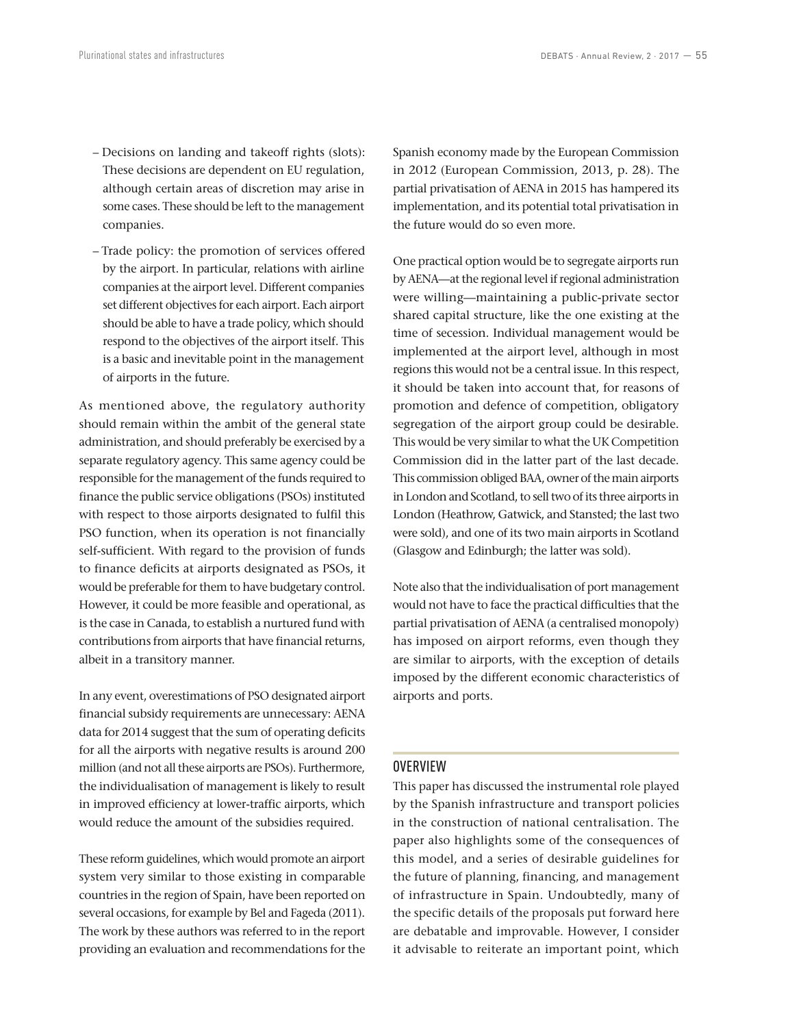- Decisions on landing and takeoff rights (slots): These decisions are dependent on EU regulation, although certain areas of discretion may arise in some cases. These should be left to the management companies.
- Trade policy: the promotion of services offered by the airport. In particular, relations with airline companies at the airport level. Different companies set different objectives for each airport. Each airport should be able to have a trade policy, which should respond to the objectives of the airport itself. This is a basic and inevitable point in the management of airports in the future.

As mentioned above, the regulatory authority should remain within the ambit of the general state administration, and should preferably be exercised by a separate regulatory agency. This same agency could be responsible for the management of the funds required to finance the public service obligations (PSOs) instituted with respect to those airports designated to fulfil this PSO function, when its operation is not financially self-sufficient. With regard to the provision of funds to finance deficits at airports designated as PSOs, it would be preferable for them to have budgetary control. However, it could be more feasible and operational, as is the case in Canada, to establish a nurtured fund with contributions from airports that have financial returns, albeit in a transitory manner.

In any event, overestimations of PSO designated airport financial subsidy requirements are unnecessary: AENA data for 2014 suggest that the sum of operating deficits for all the airports with negative results is around 200 million (and not all these airports are PSOs). Furthermore, the individualisation of management is likely to result in improved efficiency at lower-traffic airports, which would reduce the amount of the subsidies required.

These reform guidelines, which would promote an airport system very similar to those existing in comparable countries in the region of Spain, have been reported on several occasions, for example by Bel and Fageda (2011). The work by these authors was referred to in the report providing an evaluation and recommendations for the Spanish economy made by the European Commission in 2012 (European Commission, 2013, p. 28). The partial privatisation of AENA in 2015 has hampered its implementation, and its potential total privatisation in the future would do so even more.

One practical option would be to segregate airports run by AENA—at the regional level if regional administration were willing—maintaining a public-private sector shared capital structure, like the one existing at the time of secession. Individual management would be implemented at the airport level, although in most regions this would not be a central issue. In this respect, it should be taken into account that, for reasons of promotion and defence of competition, obligatory segregation of the airport group could be desirable. This would be very similar to what the UK Competition Commission did in the latter part of the last decade. This commission obliged BAA, owner of the main airports in London and Scotland, to sell two of its three airports in London (Heathrow, Gatwick, and Stansted; the last two were sold), and one of its two main airports in Scotland (Glasgow and Edinburgh; the latter was sold).

Note also that the individualisation of port management would not have to face the practical difficulties that the partial privatisation of AENA (a centralised monopoly) has imposed on airport reforms, even though they are similar to airports, with the exception of details imposed by the different economic characteristics of airports and ports.

## OVERVIEW

This paper has discussed the instrumental role played by the Spanish infrastructure and transport policies in the construction of national centralisation. The paper also highlights some of the consequences of this model, and a series of desirable guidelines for the future of planning, financing, and management of infrastructure in Spain. Undoubtedly, many of the specific details of the proposals put forward here are debatable and improvable. However, I consider it advisable to reiterate an important point, which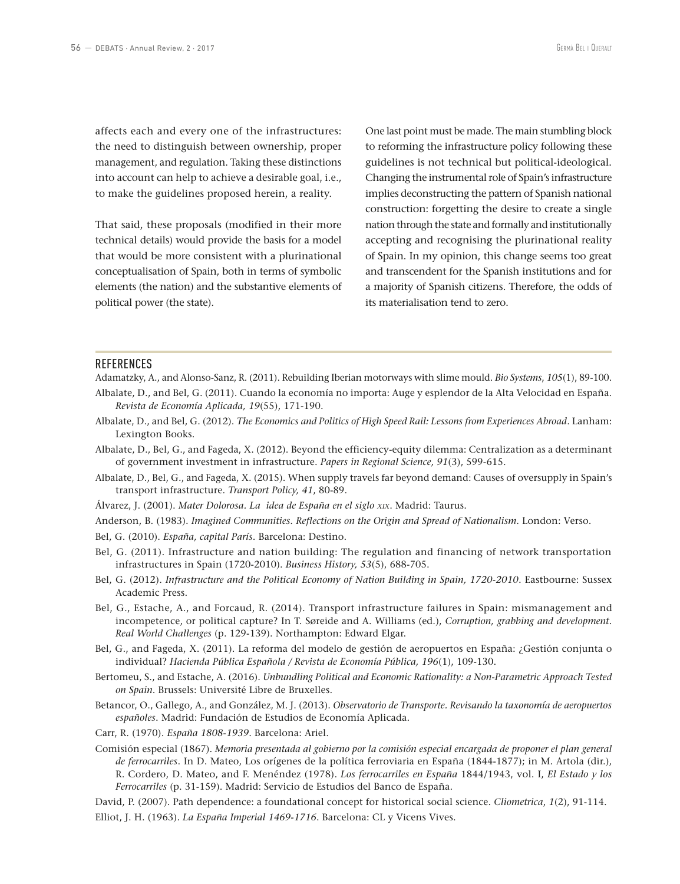affects each and every one of the infrastructures: the need to distinguish between ownership, proper management, and regulation. Taking these distinctions into account can help to achieve a desirable goal, i.e., to make the guidelines proposed herein, a reality.

That said, these proposals (modified in their more technical details) would provide the basis for a model that would be more consistent with a plurinational conceptualisation of Spain, both in terms of symbolic elements (the nation) and the substantive elements of political power (the state).

One last point must be made. The main stumbling block to reforming the infrastructure policy following these guidelines is not technical but political-ideological. Changing the instrumental role of Spain's infrastructure implies deconstructing the pattern of Spanish national construction: forgetting the desire to create a single nation through the state and formally and institutionally accepting and recognising the plurinational reality of Spain. In my opinion, this change seems too great and transcendent for the Spanish institutions and for a majority of Spanish citizens. Therefore, the odds of its materialisation tend to zero.

## REFERENCES

Adamatzky, A., and Alonso-Sanz, R. (2011). Rebuilding Iberian motorways with slime mould. *Bio Systems*, *105*(1), 89-100.

Albalate, D., and Bel, G. (2011). Cuando la economía no importa: Auge y esplendor de la Alta Velocidad en España. *Revista de Economía Aplicada, 19*(55), 171-190.

Albalate, D., and Bel, G. (2012). *The Economics and Politics of High Speed Rail: Lessons from Experiences Abroad*. Lanham: Lexington Books.

Albalate, D., Bel, G., and Fageda, X. (2012). Beyond the efficiency-equity dilemma: Centralization as a determinant of government investment in infrastructure. *Papers in Regional Science, 91*(3), 599-615.

Albalate, D., Bel, G., and Fageda, X. (2015). When supply travels far beyond demand: Causes of oversupply in Spain's transport infrastructure. *Transport Policy, 41*, 80-89.

Álvarez, J. (2001). *Mater Dolorosa. La idea de España en el siglo xix*. Madrid: Taurus.

Anderson, B. (1983). *Imagined Communities. Reflections on the Origin and Spread of Nationalism*. London: Verso.

Bel, G. (2010). *España, capital París*. Barcelona: Destino.

Bel, G. (2011). Infrastructure and nation building: The regulation and financing of network transportation infrastructures in Spain (1720-2010). *Business History, 53*(5), 688-705.

Bel, G. (2012). *Infrastructure and the Political Economy of Nation Building in Spain, 1720-2010*. Eastbourne: Sussex Academic Press.

Bel, G., Estache, A., and Forcaud, R. (2014). Transport infrastructure failures in Spain: mismanagement and incompetence, or political capture? In T. Søreide and A. Williams (ed.), *Corruption, grabbing and development. Real World Challenges* (p. 129-139). Northampton: Edward Elgar.

Bel, G., and Fageda, X. (2011). La reforma del modelo de gestión de aeropuertos en España: ¿Gestión conjunta o individual? *Hacienda Pública Española / Revista de Economía Pública, 196*(1), 109-130.

Bertomeu, S., and Estache, A. (2016). *Unbundling Political and Economic Rationality: a Non-Parametric Approach Tested on Spain*. Brussels: Université Libre de Bruxelles.

Betancor, O., Gallego, A., and González, M. J. (2013). *Observatorio de Transporte. Revisando la taxonomía de aeropuertos españoles*. Madrid: Fundación de Estudios de Economía Aplicada.

Carr, R. (1970). *España 1808-1939*. Barcelona: Ariel.

Comisión especial (1867). *Memoria presentada al gobierno por la comisión especial encargada de proponer el plan general de ferrocarriles*. In D. Mateo, Los orígenes de la política ferroviaria en España (1844-1877); in M. Artola (dir.), R. Cordero, D. Mateo, and F. Menéndez (1978). *Los ferrocarriles en España* 1844/1943, vol. I, *El Estado y los Ferrocarriles* (p. 31-159). Madrid: Servicio de Estudios del Banco de España.

David, P. (2007). Path dependence: a foundational concept for historical social science. *Cliometrica*, *1*(2), 91-114.

Elliot, J. H. (1963). *La España Imperial 1469-1716*. Barcelona: CL y Vicens Vives.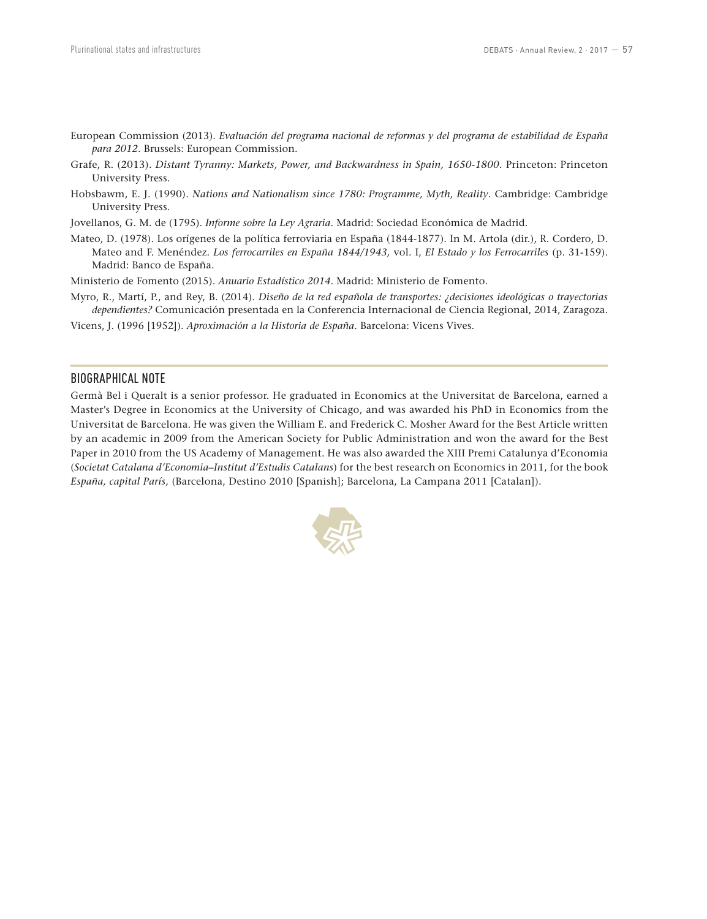European Commission (2013). *Evaluación del programa nacional de reformas y del programa de estabilidad de España para 2012*. Brussels: European Commission.

Grafe, R. (2013). *Distant Tyranny: Markets, Power, and Backwardness in Spain, 1650-1800*. Princeton: Princeton University Press.

Hobsbawm, E. J. (1990). *Nations and Nationalism since 1780: Programme, Myth, Reality*. Cambridge: Cambridge University Press.

Jovellanos, G. M. de (1795). *Informe sobre la Ley Agraria*. Madrid: Sociedad Económica de Madrid.

Mateo, D. (1978). Los orígenes de la política ferroviaria en España (1844-1877). In M. Artola (dir.), R. Cordero, D. Mateo and F. Menéndez. *Los ferrocarriles en España 1844/1943,* vol. I, *El Estado y los Ferrocarriles* (p. 31-159). Madrid: Banco de España.

Ministerio de Fomento (2015). *Anuario Estadístico 2014*. Madrid: Ministerio de Fomento.

Myro, R., Martí, P., and Rey, B. (2014). *Diseño de la red española de transportes: ¿decisiones ideológicas o trayectorias dependientes?* Comunicación presentada en la Conferencia Internacional de Ciencia Regional, 2014, Zaragoza.

Vicens, J. (1996 [1952]). *Aproximación a la Historia de España*. Barcelona: Vicens Vives.

## BIOGRAPHICAL NOTE

Germà Bel i Queralt is a senior professor. He graduated in Economics at the Universitat de Barcelona, earned a Master's Degree in Economics at the University of Chicago, and was awarded his PhD in Economics from the Universitat de Barcelona. He was given the William E. and Frederick C. Mosher Award for the Best Article written by an academic in 2009 from the American Society for Public Administration and won the award for the Best Paper in 2010 from the US Academy of Management. He was also awarded the XIII Premi Catalunya d'Economia (*Societat Catalana d'Economia–Institut d'Estudis Catalans*) for the best research on Economics in 2011, for the book *España, capital París,* (Barcelona, Destino 2010 [Spanish]; Barcelona, La Campana 2011 [Catalan]).